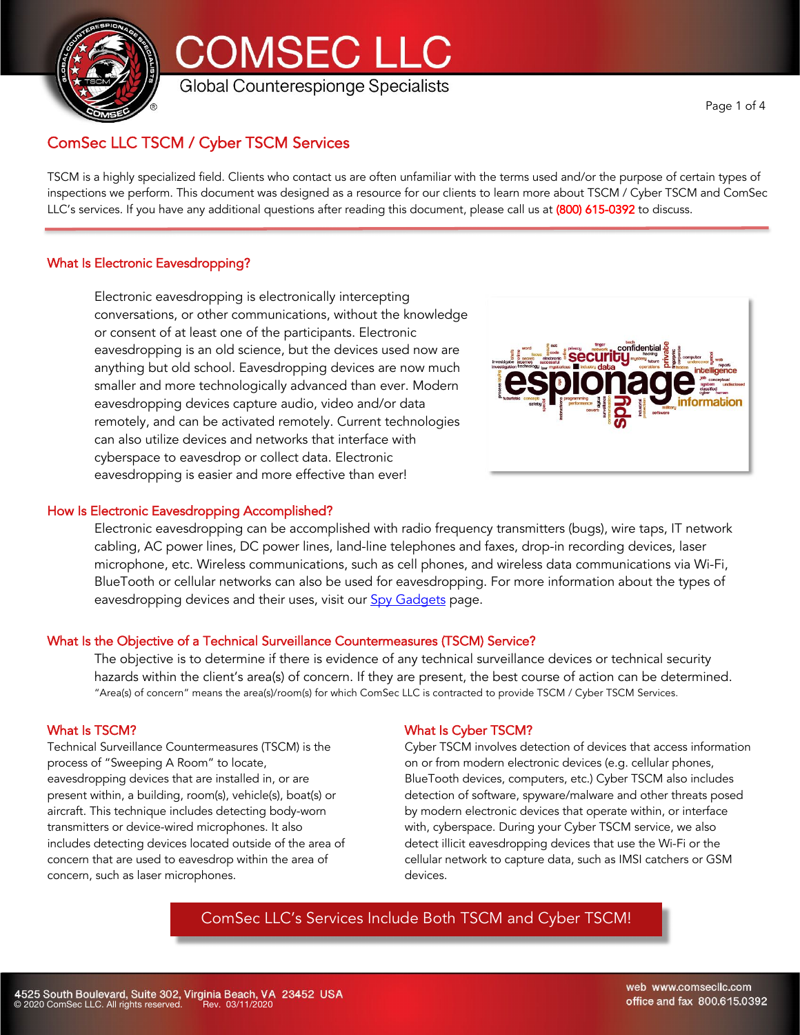# COMSEC LLC

Global Counterespionge Specialists

## ComSec LLC TSCM / Cyber TSCM Services

TSCM is a highly specialized field. Clients who contact us are often unfamiliar with the terms used and/or the purpose of certain types of inspections we perform. This document was designed as a resource for our clients to learn more about TSCM / Cyber TSCM and ComSec LLC's services. If you have any additional questions after reading this document, please call us at (800) 615-0392 to discuss.

### What Is Electronic Eavesdropping?

Electronic eavesdropping is electronically intercepting conversations, or other communications, without the knowledge or consent of at least one of the participants. Electronic eavesdropping is an old science, but the devices used now are anything but old school. Eavesdropping devices are now much smaller and more technologically advanced than ever. Modern eavesdropping devices capture audio, video and/or data remotely, and can be activated remotely. Current technologies can also utilize devices and networks that interface with cyberspace to eavesdrop or collect data. Electronic eavesdropping is easier and more effective than ever!

### How Is Electronic Eavesdropping Accomplished?

Electronic eavesdropping can be accomplished with radio frequency transmitters (bugs), wire taps, IT network cabling, AC power lines, DC power lines, land-line telephones and faxes, drop-in recording devices, laser microphone, etc. Wireless communications, such as cell phones, and wireless data communications via Wi-Fi, BlueTooth or cellular networks can also be used for eavesdropping. For more information about the types of eavesdropping devices and their uses, visit our Spy Gadgets page.

### What Is the Objective of a Technical Surveillance Countermeasures (TSCM) Service?

The objective is to determine if there is evidence of any technical surveillance devices or technical security hazards within the client's area(s) of concern. If they are present, the best course of action can be determined.

"Area(s) of concern" means the area(s)/room(s) for which ComSec LLC is contracted to provide TSCM / Cyber TSCM Services.

### What Is TSCM?

Technical Surveillance Countermeasures (TSCM) is the process of "Sweeping A Room" to locate, eavesdropping devices that are installed in, or are present within, a building, room(s), vehicle(s), boat(s) or aircraft. This technique includes detecting body-worn transmitters or device-wired microphones. It also includes detecting devices located outside of the area of concern that are used to eavesdrop within the area of concern, such as laser microphones.

### What Is Cyber TSCM?

Cyber TSCM involves detection of devices that access information on or from modern electronic devices (e.g. cellular phones, BlueTooth devices, computers, etc.) Cyber TSCM also includes detection of software, spyware/malware and other threats posed by modern electronic devices that operate within, or interface with, cyberspace. During your Cyber TSCM service, we also detect illicit eavesdropping devices that use the Wi-Fi or the cellular network to capture data, such as IMSI catchers or GSM devices.

**ComSec LLC's Services Include Both TSCM and Cyber TSCM!**

4525 South Boulevard, Suite 302, Virginia Beach, VA 23452 USA
© 2020 ComSec LLC. All rights reserved. Rev. 03/11/2020

web www.comsecllc.com
office and fax 800.615.0392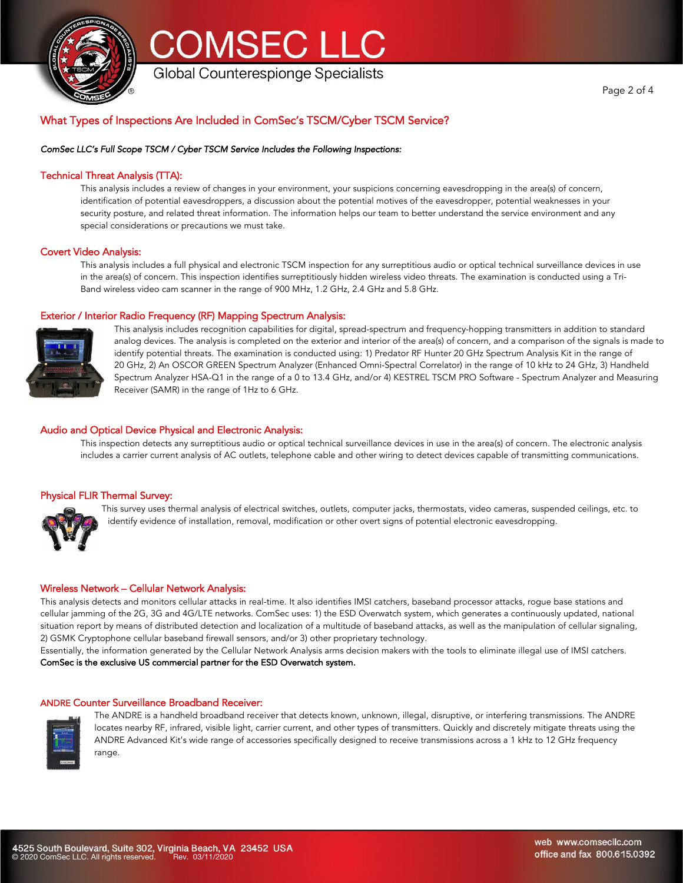## What Types of Inspections Are Included in ComSec's TSCM/Cyber TSCM Service?

*ComSec LLC's Full Scope TSCM / Cyber TSCM Service Includes the Following Inspections:*

### Technical Threat Analysis (TTA):

This analysis includes a review of changes in your environment, your suspicions concerning eavesdropping in the area(s) of concern, identification of potential eavesdroppers, a discussion about the potential motives of the eavesdropper, potential weaknesses in your security posture, and related threat information. The information helps our team to better understand the service environment and any special considerations or precautions we must take.

### Covert Video Analysis:

This analysis includes a full physical and electronic TSCM inspection for any surreptitious audio or optical technical surveillance devices in use in the area(s) of concern. This inspection identifies surreptitiously hidden wireless video threats. The examination is conducted using a Tri-Band wireless video cam scanner in the range of 900 MHz, 1.2 GHz, 2.4 GHz and 5.8 GHz.

### Exterior / Interior Radio Frequency (RF) Mapping Spectrum Analysis:

This analysis includes recognition capabilities for digital, spread-spectrum and frequency-hopping transmitters in addition to standard analog devices. The analysis is completed on the exterior and interior of the area(s) of concern, and a comparison of the signals is made to identify potential threats. The examination is conducted using: 1) Predator RF Hunter 20 GHz Spectrum Analysis Kit in the range of 20 GHz, 2) An OSCOR GREEN Spectrum Analyzer (Enhanced Omni-Spectral Correlator) in the range of 10 kHz to 24 GHz, 3) Handheld Spectrum Analyzer HSA-Q1 in the range of a 0 to 13.4 GHz, and/or 4) KESTREL TSCM PRO Software - Spectrum Analyzer and Measuring Receiver (SAMR) in the range of 1Hz to 6 GHz.

### Audio and Optical Device Physical and Electronic Analysis:

This inspection detects any surreptitious audio or optical technical surveillance devices in use in the area(s) of concern. The electronic analysis includes a carrier current analysis of AC outlets, telephone cable and other wiring to detect devices capable of transmitting communications.

### Physical FLIR Thermal Survey:

This survey uses thermal analysis of electrical switches, outlets, computer jacks, thermostats, video cameras, suspended ceilings, etc. to identify evidence of installation, removal, modification or other overt signs of potential electronic eavesdropping.

### Wireless Network – Cellular Network Analysis:

This analysis detects and monitors cellular attacks in real-time. It also identifies IMSI catchers, baseband processor attacks, rogue base stations and cellular jamming of the 2G, 3G and 4G/LTE networks. ComSec uses: 1) the ESD Overwatch system, which generates a continuously updated, national situation report by means of distributed detection and localization of a multitude of baseband attacks, as well as the manipulation of cellular signaling, 2) GSMK Cryptophone cellular baseband firewall sensors, and/or 3) other proprietary technology.

Essentially, the information generated by the Cellular Network Analysis arms decision makers with the tools to eliminate illegal use of IMSI catchers.

**ComSec is the exclusive US commercial partner for the ESD Overwatch system.**

### ANDRE Counter Surveillance Broadband Receiver:

The ANDRE is a handheld broadband receiver that detects known, unknown, illegal, disruptive, or interfering transmissions. The ANDRE locates nearby RF, infrared, visible light, carrier current, and other types of transmitters. Quickly and discretely mitigate threats using the ANDRE Advanced Kit's wide range of accessories specifically designed to receive transmissions across a 1 kHz to 12 GHz frequency range.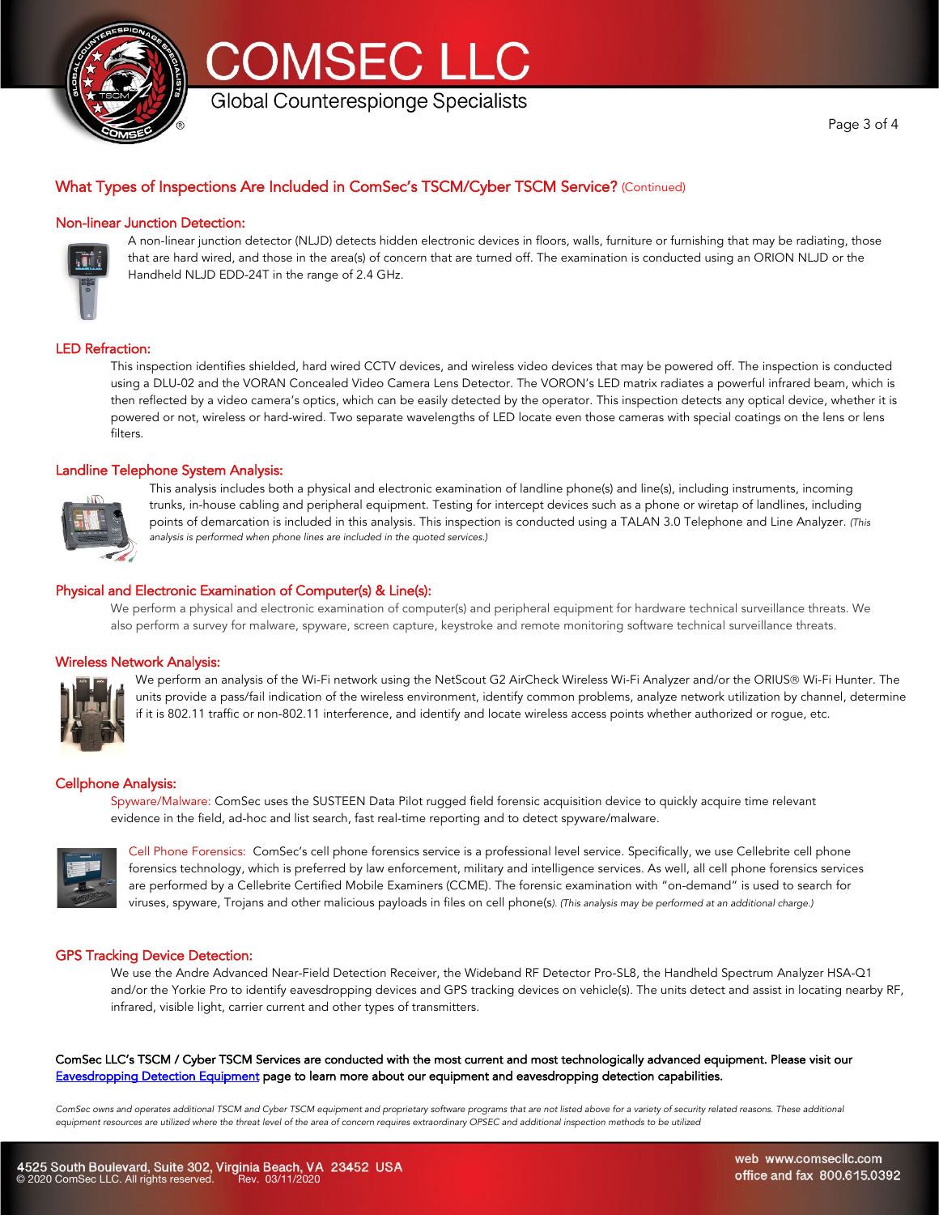## What Types of Inspections Are Included in ComSec's TSCM/Cyber TSCM Service? (Continued)

### Non-linear Junction Detection:

A non-linear junction detector (NLJD) detects hidden electronic devices in floors, walls, furniture or furnishing that may be radiating, those that are hard wired, and those in the area(s) of concern that are turned off. The examination is conducted using an ORION NLJD or the Handheld NLJD EDD-24T in the range of 2.4 GHz.

### LED Refraction:

This inspection identifies shielded, hard wired CCTV devices, and wireless video devices that may be powered off. The inspection is conducted using a DLU-02 and the VORAN Concealed Video Camera Lens Detector. The VORON's LED matrix radiates a powerful infrared beam, which is then reflected by a video camera's optics, which can be easily detected by the operator. This inspection detects any optical device, whether it is powered or not, wireless or hard-wired. Two separate wavelengths of LED locate even those cameras with special coatings on the lens or lens filters.

### Landline Telephone System Analysis:

This analysis includes both a physical and electronic examination of landline phone(s) and line(s), including instruments, incoming trunks, in-house cabling and peripheral equipment. Testing for intercept devices such as a phone or wiretap of landlines, including points of demarcation is included in this analysis. This inspection is conducted using a TALAN 3.0 Telephone and Line Analyzer. *(This analysis is performed when phone lines are included in the quoted services.)*

### Physical and Electronic Examination of Computer(s) & Line(s):

We perform a physical and electronic examination of computer(s) and peripheral equipment for hardware technical surveillance threats. We also perform a survey for malware, spyware, screen capture, keystroke and remote monitoring software technical surveillance threats.

### Wireless Network Analysis:

We perform an analysis of the Wi-Fi network using the NetScout G2 AirCheck Wireless Wi-Fi Analyzer and/or the ORIUS® Wi-Fi Hunter. The units provide a pass/fail indication of the wireless environment, identify common problems, analyze network utilization by channel, determine if it is 802.11 traffic or non-802.11 interference, and identify and locate wireless access points whether authorized or rogue, etc.

### Cellphone Analysis:

Spyware/Malware: ComSec uses the SUSTEEN Data Pilot rugged field forensic acquisition device to quickly acquire time relevant evidence in the field, ad-hoc and list search, fast real-time reporting and to detect spyware/malware.

Cell Phone Forensics: ComSec's cell phone forensics service is a professional level service. Specifically, we use Cellebrite cell phone forensics technology, which is preferred by law enforcement, military and intelligence services. As well, all cell phone forensics services are performed by a Cellebrite Certified Mobile Examiners (CCME). The forensic examination with "on-demand" is used to search for viruses, spyware, Trojans and other malicious payloads in files on cell phone(s). *(This analysis may be performed at an additional charge.)*

### GPS Tracking Device Detection:

We use the Andre Advanced Near-Field Detection Receiver, the Wideband RF Detector Pro-SL8, the Handheld Spectrum Analyzer HSA-Q1 and/or the Yorkie Pro to identify eavesdropping devices and GPS tracking devices on vehicle(s). The units detect and assist in locating nearby RF, infrared, visible light, carrier current and other types of transmitters.

**ComSec LLC's TSCM / Cyber TSCM Services are conducted with the most current and most technologically advanced equipment. Please visit our Eavesdropping Detection Equipment page to learn more about our equipment and eavesdropping detection capabilities.**

*ComSec owns and operates additional TSCM and Cyber TSCM equipment and proprietary software programs that are not listed above for a variety of security related reasons. These additional equipment resources are utilized where the threat level of the area of concern requires extraordinary OPSEC and additional inspection methods to be utilized*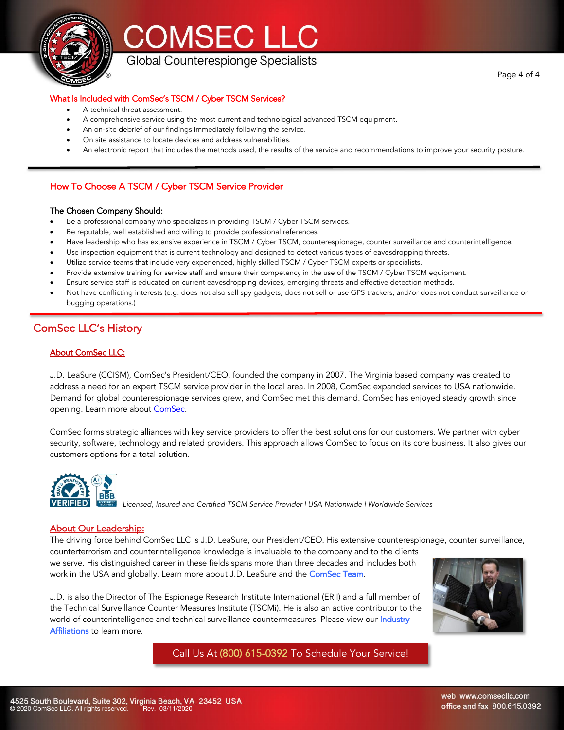## What Is Included with ComSec's TSCM / Cyber TSCM Services?

- A technical threat assessment.
- A comprehensive service using the most current and technological advanced TSCM equipment.
- An on-site debrief of our findings immediately following the service.
- On site assistance to locate devices and address vulnerabilities.
- An electronic report that includes the methods used, the results of the service and recommendations to improve your security posture.

## How To Choose A TSCM / Cyber TSCM Service Provider

### The Chosen Company Should:

- Be a professional company who specializes in providing TSCM / Cyber TSCM services.
- Be reputable, well established and willing to provide professional references.
- Have leadership who has extensive experience in TSCM / Cyber TSCM, counterespionage, counter surveillance and counterintelligence.
- Use inspection equipment that is current technology and designed to detect various types of eavesdropping threats.
- Utilize service teams that include very experienced, highly skilled TSCM / Cyber TSCM experts or specialists.
- Provide extensive training for service staff and ensure their competency in the use of the TSCM / Cyber TSCM equipment.
- Ensure service staff is educated on current eavesdropping devices, emerging threats and effective detection methods.
- Not have conflicting interests (e.g. does not also sell spy gadgets, does not sell or use GPS trackers, and/or does not conduct surveillance or bugging operations.)

## ComSec LLC's History

### About ComSec LLC:

J.D. LeaSure (CCISM), ComSec's President/CEO, founded the company in 2007. The Virginia based company was created to address a need for an expert TSCM service provider in the local area. In 2008, ComSec expanded services to USA nationwide. Demand for global counterespionage services grew, and ComSec met this demand. ComSec has enjoyed steady growth since opening. Learn more about ComSec.

ComSec forms strategic alliances with key service providers to offer the best solutions for our customers. We partner with cyber security, software, technology and related providers. This approach allows ComSec to focus on its core business. It also gives our customers options for a total solution.

*Licensed, Insured and Certified TSCM Service Provider | USA Nationwide | Worldwide Services*

### About Our Leadership:

The driving force behind ComSec LLC is J.D. LeaSure, our President/CEO. His extensive counterespionage, counter surveillance, counterterrorism and counterintelligence knowledge is invaluable to the company and to the clients we serve. His distinguished career in these fields spans more than three decades and includes both work in the USA and globally. Learn more about J.D. LeaSure and the ComSec Team.

J.D. is also the Director of The Espionage Research Institute International (ERII) and a full member of the Technical Surveillance Counter Measures Institute (TSCMi). He is also an active contributor to the world of counterintelligence and technical surveillance countermeasures. Please view our Industry Affiliations to learn more.

Call Us At (800) 615-0392 To Schedule Your Service!

4525 South Boulevard, Suite 302, Virginia Beach, VA 23452 USA
© 2020 ComSec LLC. All rights reserved. Rev. 03/11/2020

web www.comsecllc.com
office and fax 800.615.0392